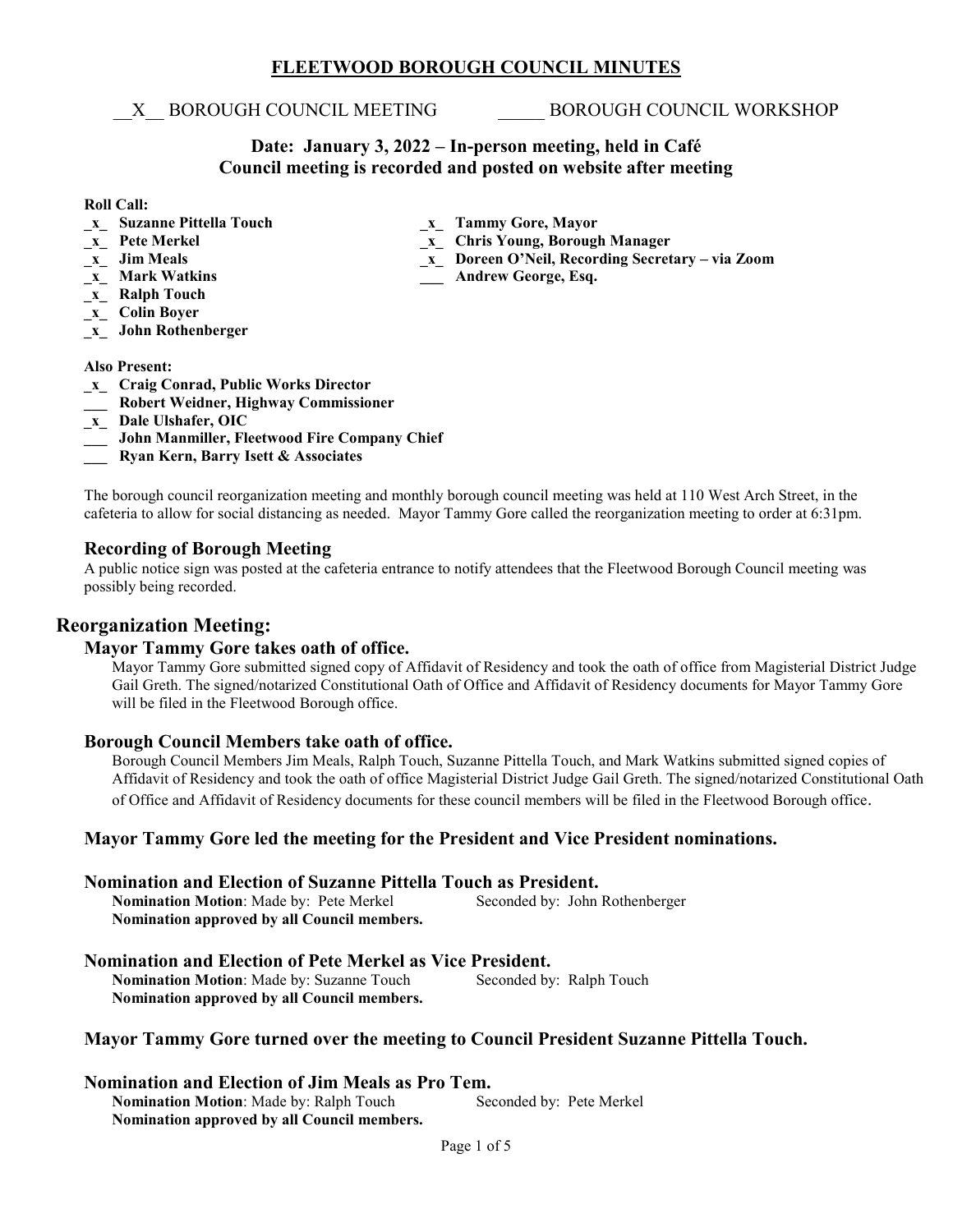# FLEETWOOD BOROUGH COUNCIL MINUTES

__X__ BOROUGH COUNCIL MEETING _____ BOROUGH COUNCIL WORKSHOP

**Date: January 3, 2022 – In-person meeting, held in Café**
**Council meeting is recorded and posted on website after meeting**

**Roll Call:**

- _x_ **Suzanne Pittella Touch**
- _x_ **Pete Merkel**
- _x_ **Jim Meals**
- _x_ **Mark Watkins**
- _x_ **Ralph Touch**
- _x_ **Colin Boyer**
- _x_ **John Rothenberger**
- _x_ **Tammy Gore, Mayor**
- _x_ **Chris Young, Borough Manager**
- _x_ **Doreen O'Neil, Recording Secretary – via Zoom**
- ___ **Andrew George, Esq.**

**Also Present:**

- _x_ **Craig Conrad, Public Works Director**
- ___ **Robert Weidner, Highway Commissioner**
- _x_ **Dale Ulshafer, OIC**
- ___ **John Manmiller, Fleetwood Fire Company Chief**
- ___ **Ryan Kern, Barry Isett & Associates**

The borough council reorganization meeting and monthly borough council meeting was held at 110 West Arch Street, in the cafeteria to allow for social distancing as needed. Mayor Tammy Gore called the reorganization meeting to order at 6:31pm.

### Recording of Borough Meeting

A public notice sign was posted at the cafeteria entrance to notify attendees that the Fleetwood Borough Council meeting was possibly being recorded.

## Reorganization Meeting:

### Mayor Tammy Gore takes oath of office.

Mayor Tammy Gore submitted signed copy of Affidavit of Residency and took the oath of office from Magisterial District Judge Gail Greth. The signed/notarized Constitutional Oath of Office and Affidavit of Residency documents for Mayor Tammy Gore will be filed in the Fleetwood Borough office.

### Borough Council Members take oath of office.

Borough Council Members Jim Meals, Ralph Touch, Suzanne Pittella Touch, and Mark Watkins submitted signed copies of Affidavit of Residency and took the oath of office Magisterial District Judge Gail Greth. The signed/notarized Constitutional Oath of Office and Affidavit of Residency documents for these council members will be filed in the Fleetwood Borough office.

### Mayor Tammy Gore led the meeting for the President and Vice President nominations.

### Nomination and Election of Suzanne Pittella Touch as President.

**Nomination Motion**: Made by: Pete Merkel Seconded by: John Rothenberger
**Nomination approved by all Council members.**

### Nomination and Election of Pete Merkel as Vice President.

**Nomination Motion**: Made by: Suzanne Touch Seconded by: Ralph Touch
**Nomination approved by all Council members.**

### Mayor Tammy Gore turned over the meeting to Council President Suzanne Pittella Touch.

### Nomination and Election of Jim Meals as Pro Tem.

**Nomination Motion**: Made by: Ralph Touch Seconded by: Pete Merkel
**Nomination approved by all Council members.**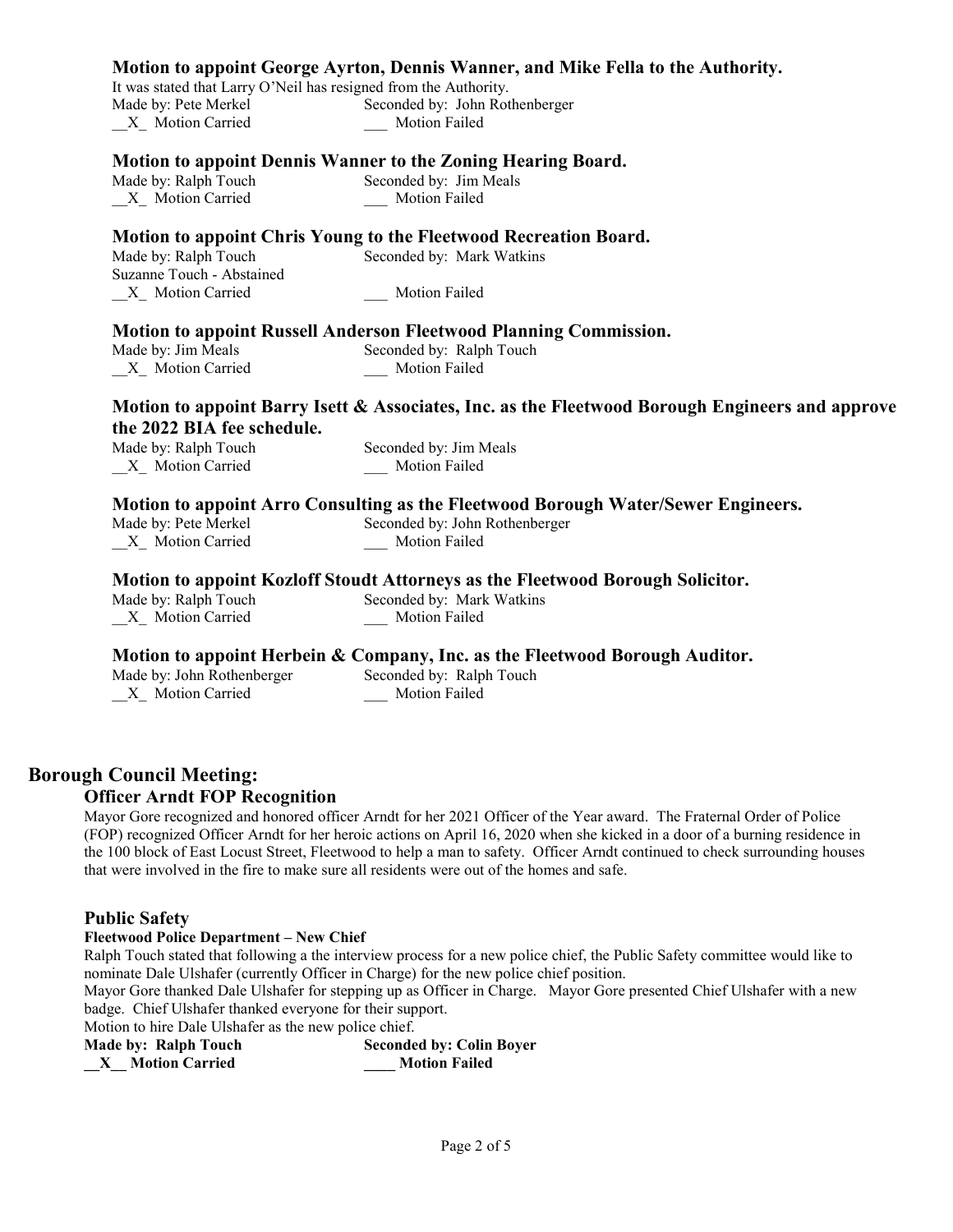### Motion to appoint George Ayrton, Dennis Wanner, and Mike Fella to the Authority.

It was stated that Larry O'Neil has resigned from the Authority.
Made by: Pete Merkel Seconded by: John Rothenberger
__X_ Motion Carried ___ Motion Failed

### Motion to appoint Dennis Wanner to the Zoning Hearing Board.

Made by: Ralph Touch Seconded by: Jim Meals
__X_ Motion Carried ___ Motion Failed

### Motion to appoint Chris Young to the Fleetwood Recreation Board.

Made by: Ralph Touch Seconded by: Mark Watkins
Suzanne Touch - Abstained
__X_ Motion Carried ___ Motion Failed

### Motion to appoint Russell Anderson Fleetwood Planning Commission.

Made by: Jim Meals Seconded by: Ralph Touch
__X_ Motion Carried ___ Motion Failed

### Motion to appoint Barry Isett & Associates, Inc. as the Fleetwood Borough Engineers and approve the 2022 BIA fee schedule.

Made by: Ralph Touch Seconded by: Jim Meals
__X_ Motion Carried ___ Motion Failed

### Motion to appoint Arro Consulting as the Fleetwood Borough Water/Sewer Engineers.

Made by: Pete Merkel Seconded by: John Rothenberger
__X_ Motion Carried ___ Motion Failed

### Motion to appoint Kozloff Stoudt Attorneys as the Fleetwood Borough Solicitor.

Made by: Ralph Touch Seconded by: Mark Watkins
__X_ Motion Carried ___ Motion Failed

### Motion to appoint Herbein & Company, Inc. as the Fleetwood Borough Auditor.

Made by: John Rothenberger Seconded by: Ralph Touch
__X_ Motion Carried ___ Motion Failed

## Borough Council Meeting:

### Officer Arndt FOP Recognition

Mayor Gore recognized and honored officer Arndt for her 2021 Officer of the Year award. The Fraternal Order of Police (FOP) recognized Officer Arndt for her heroic actions on April 16, 2020 when she kicked in a door of a burning residence in the 100 block of East Locust Street, Fleetwood to help a man to safety. Officer Arndt continued to check surrounding houses that were involved in the fire to make sure all residents were out of the homes and safe.

### Public Safety

**Fleetwood Police Department – New Chief**

Ralph Touch stated that following a the interview process for a new police chief, the Public Safety committee would like to nominate Dale Ulshafer (currently Officer in Charge) for the new police chief position.

Mayor Gore thanked Dale Ulshafer for stepping up as Officer in Charge. Mayor Gore presented Chief Ulshafer with a new badge. Chief Ulshafer thanked everyone for their support.

Motion to hire Dale Ulshafer as the new police chief.

**Made by: Ralph Touch Seconded by: Colin Boyer**
**__X__ Motion Carried ____ Motion Failed**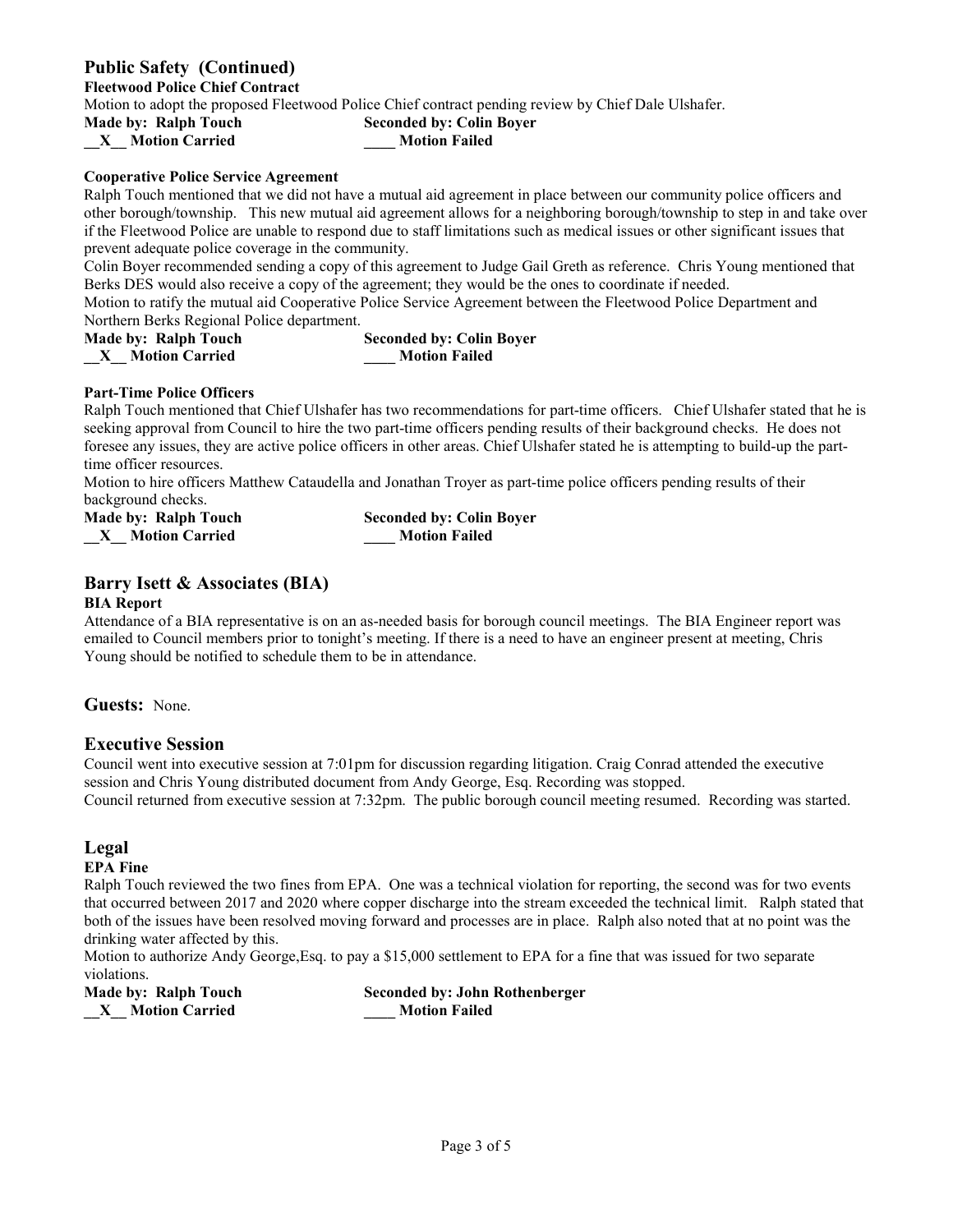## Public Safety (Continued)

**Fleetwood Police Chief Contract**

Motion to adopt the proposed Fleetwood Police Chief contract pending review by Chief Dale Ulshafer.

**Made by: Ralph Touch** **Seconded by: Colin Boyer**

**__X__ Motion Carried** **____ Motion Failed**

**Cooperative Police Service Agreement**

Ralph Touch mentioned that we did not have a mutual aid agreement in place between our community police officers and other borough/township. This new mutual aid agreement allows for a neighboring borough/township to step in and take over if the Fleetwood Police are unable to respond due to staff limitations such as medical issues or other significant issues that prevent adequate police coverage in the community.

Colin Boyer recommended sending a copy of this agreement to Judge Gail Greth as reference. Chris Young mentioned that Berks DES would also receive a copy of the agreement; they would be the ones to coordinate if needed.

Motion to ratify the mutual aid Cooperative Police Service Agreement between the Fleetwood Police Department and Northern Berks Regional Police department.

**Made by: Ralph Touch** **Seconded by: Colin Boyer**

**__X__ Motion Carried** **____ Motion Failed**

**Part-Time Police Officers**

Ralph Touch mentioned that Chief Ulshafer has two recommendations for part-time officers. Chief Ulshafer stated that he is seeking approval from Council to hire the two part-time officers pending results of their background checks. He does not foresee any issues, they are active police officers in other areas. Chief Ulshafer stated he is attempting to build-up the part-time officer resources.

Motion to hire officers Matthew Cataudella and Jonathan Troyer as part-time police officers pending results of their background checks.

**Made by: Ralph Touch** **Seconded by: Colin Boyer**

**__X__ Motion Carried** **____ Motion Failed**

## Barry Isett & Associates (BIA)

**BIA Report**

Attendance of a BIA representative is on an as-needed basis for borough council meetings. The BIA Engineer report was emailed to Council members prior to tonight's meeting. If there is a need to have an engineer present at meeting, Chris Young should be notified to schedule them to be in attendance.

## Guests: None.

## Executive Session

Council went into executive session at 7:01pm for discussion regarding litigation. Craig Conrad attended the executive session and Chris Young distributed document from Andy George, Esq. Recording was stopped.

Council returned from executive session at 7:32pm. The public borough council meeting resumed. Recording was started.

## Legal

**EPA Fine**

Ralph Touch reviewed the two fines from EPA. One was a technical violation for reporting, the second was for two events that occurred between 2017 and 2020 where copper discharge into the stream exceeded the technical limit. Ralph stated that both of the issues have been resolved moving forward and processes are in place. Ralph also noted that at no point was the drinking water affected by this.

Motion to authorize Andy George,Esq. to pay a $15,000 settlement to EPA for a fine that was issued for two separate violations.

**Made by: Ralph Touch** **Seconded by: John Rothenberger**

**__X__ Motion Carried** **____ Motion Failed**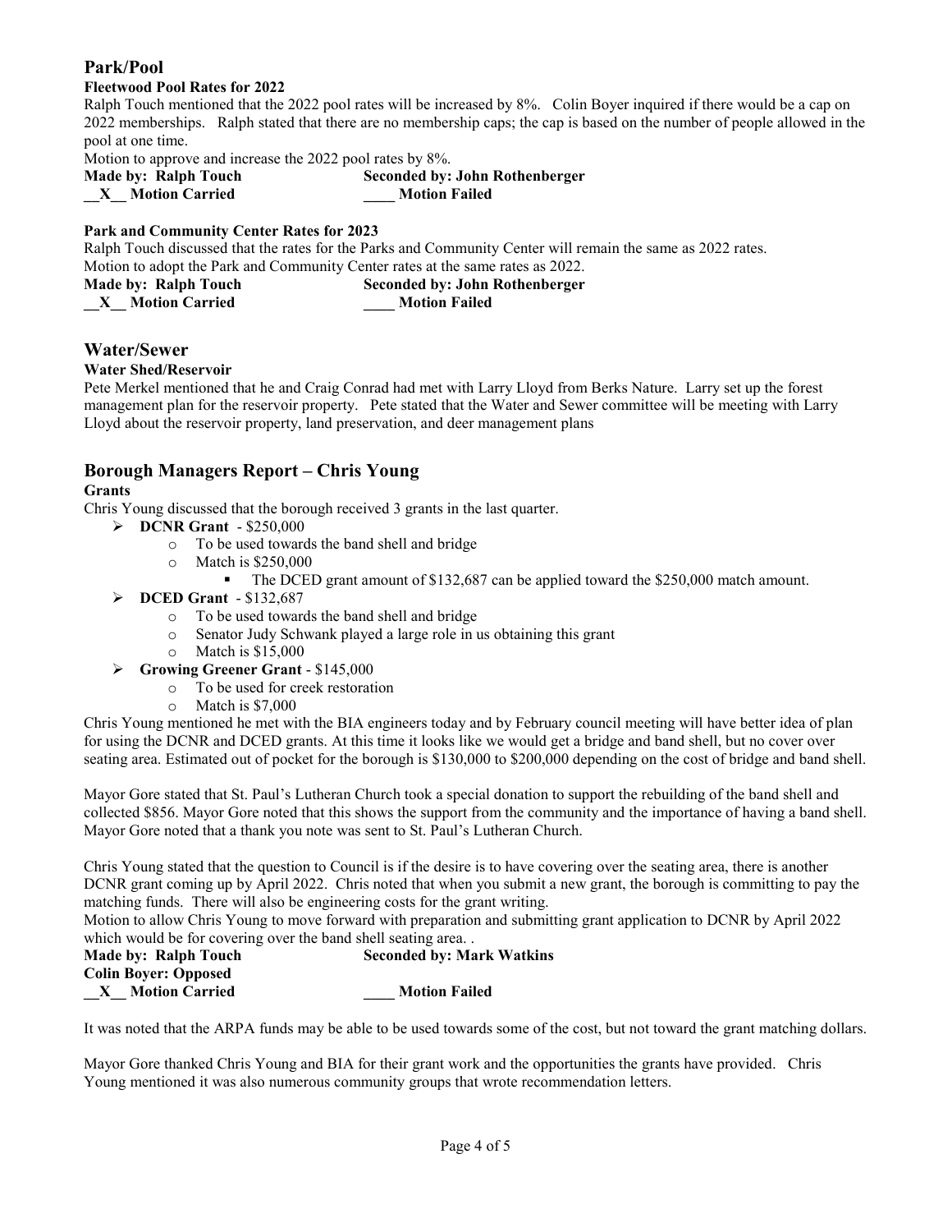## Park/Pool

### Fleetwood Pool Rates for 2022

Ralph Touch mentioned that the 2022 pool rates will be increased by 8%. Colin Boyer inquired if there would be a cap on 2022 memberships. Ralph stated that there are no membership caps; the cap is based on the number of people allowed in the pool at one time.

Motion to approve and increase the 2022 pool rates by 8%.

**Made by: Ralph Touch** **Seconded by: John Rothenberger**

**__X__ Motion Carried** **____ Motion Failed**

### Park and Community Center Rates for 2023

Ralph Touch discussed that the rates for the Parks and Community Center will remain the same as 2022 rates.

Motion to adopt the Park and Community Center rates at the same rates as 2022.

**Made by: Ralph Touch** **Seconded by: John Rothenberger**

**__X__ Motion Carried** **____ Motion Failed**

## Water/Sewer

### Water Shed/Reservoir

Pete Merkel mentioned that he and Craig Conrad had met with Larry Lloyd from Berks Nature. Larry set up the forest management plan for the reservoir property. Pete stated that the Water and Sewer committee will be meeting with Larry Lloyd about the reservoir property, land preservation, and deer management plans

## Borough Managers Report – Chris Young

### Grants

Chris Young discussed that the borough received 3 grants in the last quarter.

- **DCNR Grant** - $250,000
  - To be used towards the band shell and bridge
  - Match is $250,000
    - The DCED grant amount of $132,687 can be applied toward the $250,000 match amount.
- **DCED Grant** - $132,687
  - To be used towards the band shell and bridge
  - Senator Judy Schwank played a large role in us obtaining this grant
  - Match is $15,000
- **Growing Greener Grant** - $145,000
  - To be used for creek restoration
  - Match is $7,000

Chris Young mentioned he met with the BIA engineers today and by February council meeting will have better idea of plan for using the DCNR and DCED grants. At this time it looks like we would get a bridge and band shell, but no cover over seating area. Estimated out of pocket for the borough is $130,000 to $200,000 depending on the cost of bridge and band shell.

Mayor Gore stated that St. Paul's Lutheran Church took a special donation to support the rebuilding of the band shell and collected $856. Mayor Gore noted that this shows the support from the community and the importance of having a band shell. Mayor Gore noted that a thank you note was sent to St. Paul's Lutheran Church.

Chris Young stated that the question to Council is if the desire is to have covering over the seating area, there is another DCNR grant coming up by April 2022. Chris noted that when you submit a new grant, the borough is committing to pay the matching funds. There will also be engineering costs for the grant writing.

Motion to allow Chris Young to move forward with preparation and submitting grant application to DCNR by April 2022 which would be for covering over the band shell seating area. .

**Made by: Ralph Touch** **Seconded by: Mark Watkins**

**Colin Boyer: Opposed**

**__X__ Motion Carried** **____ Motion Failed**

It was noted that the ARPA funds may be able to be used towards some of the cost, but not toward the grant matching dollars.

Mayor Gore thanked Chris Young and BIA for their grant work and the opportunities the grants have provided. Chris Young mentioned it was also numerous community groups that wrote recommendation letters.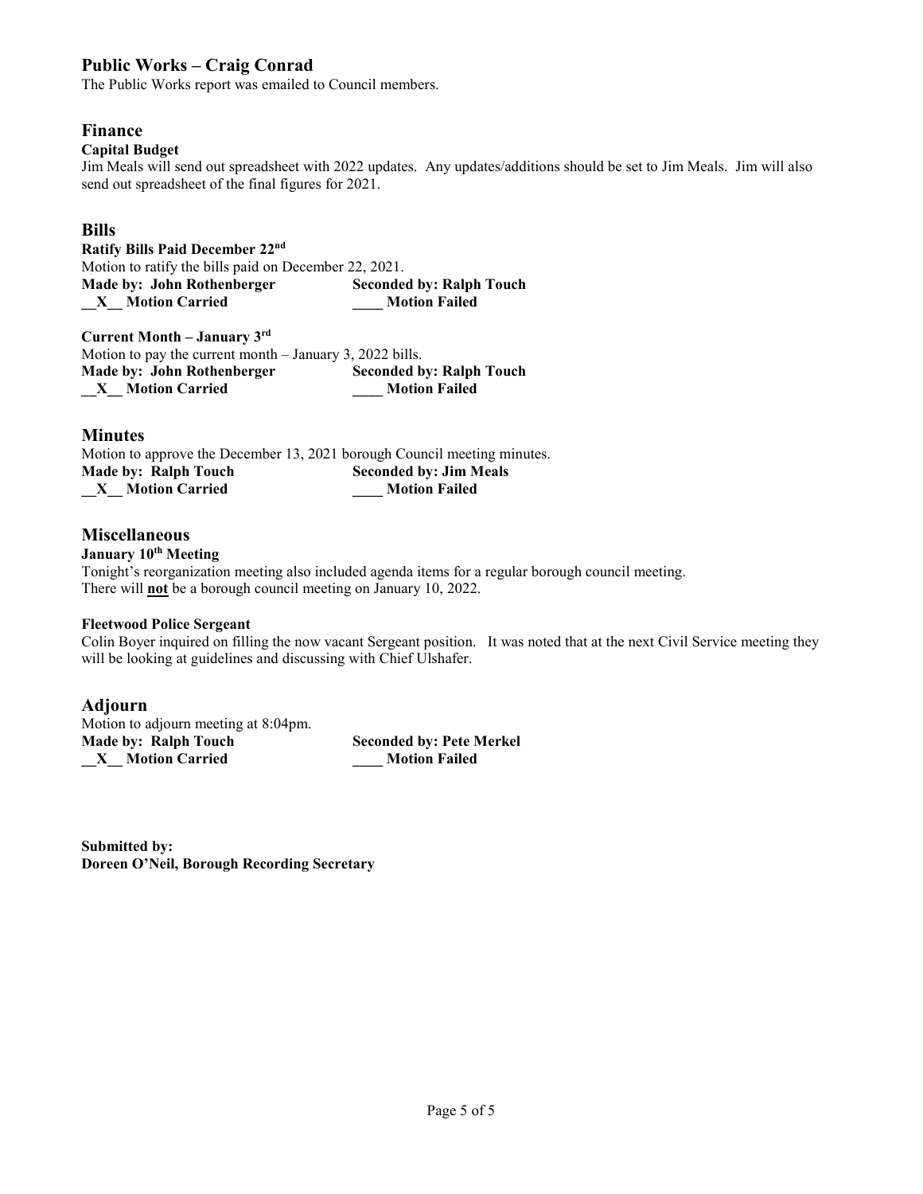## Public Works – Craig Conrad

The Public Works report was emailed to Council members.

## Finance

**Capital Budget**

Jim Meals will send out spreadsheet with 2022 updates. Any updates/additions should be set to Jim Meals. Jim will also send out spreadsheet of the final figures for 2021.

## Bills

**Ratify Bills Paid December 22nd**

Motion to ratify the bills paid on December 22, 2021.

**Made by: John Rothenberger** **Seconded by: Ralph Touch**
**__X__ Motion Carried** **____ Motion Failed**

**Current Month – January 3rd**

Motion to pay the current month – January 3, 2022 bills.

**Made by: John Rothenberger** **Seconded by: Ralph Touch**
**__X__ Motion Carried** **____ Motion Failed**

## Minutes

Motion to approve the December 13, 2021 borough Council meeting minutes.

**Made by: Ralph Touch** **Seconded by: Jim Meals**
**__X__ Motion Carried** **____ Motion Failed**

## Miscellaneous

**January 10th Meeting**

Tonight's reorganization meeting also included agenda items for a regular borough council meeting.
There will **not** be a borough council meeting on January 10, 2022.

**Fleetwood Police Sergeant**

Colin Boyer inquired on filling the now vacant Sergeant position. It was noted that at the next Civil Service meeting they will be looking at guidelines and discussing with Chief Ulshafer.

## Adjourn

Motion to adjourn meeting at 8:04pm.

**Made by: Ralph Touch** **Seconded by: Pete Merkel**
**__X__ Motion Carried** **____ Motion Failed**

**Submitted by:**
**Doreen O'Neil, Borough Recording Secretary**